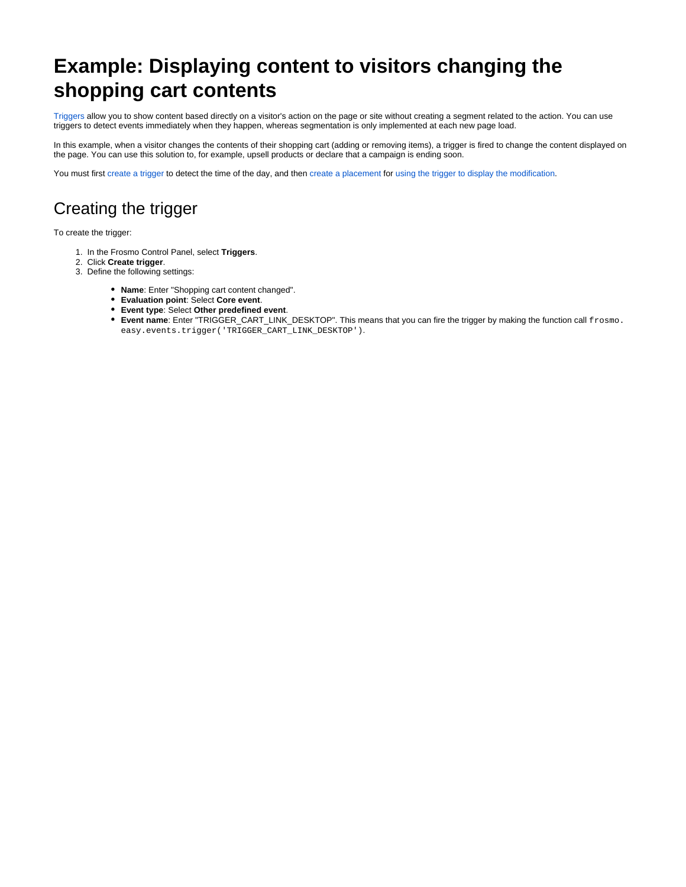# Example: Displaying content to visitors changing the shopping cart contents

Triggers allow you to show content based directly on a visitor's action on the page or site without creating a segment related to the action. You can use triggers to detect events immediately when they happen, whereas segmentation is only implemented at each new page load.

In this example, when a visitor changes the contents of their shopping cart (adding or removing items), a trigger is fired to change the content displayed on the page. You can use this solution to, for example, upsell products or declare that a campaign is ending soon.

You must first create a trigger to detect the time of the day, and then create a placement for using the trigger to display the modification.

## Creating the trigger

To create the trigger:

1. In the Frosmo Control Panel, select **Triggers**.
2. Click **Create trigger**.
3. Define the following settings:
    - **Name**: Enter "Shopping cart content changed".
    - **Evaluation point**: Select **Core event**.
    - **Event type**: Select **Other predefined event**.
    - **Event name**: Enter "TRIGGER_CART_LINK_DESKTOP". This means that you can fire the trigger by making the function call `frosmo.easy.events.trigger('TRIGGER_CART_LINK_DESKTOP')`.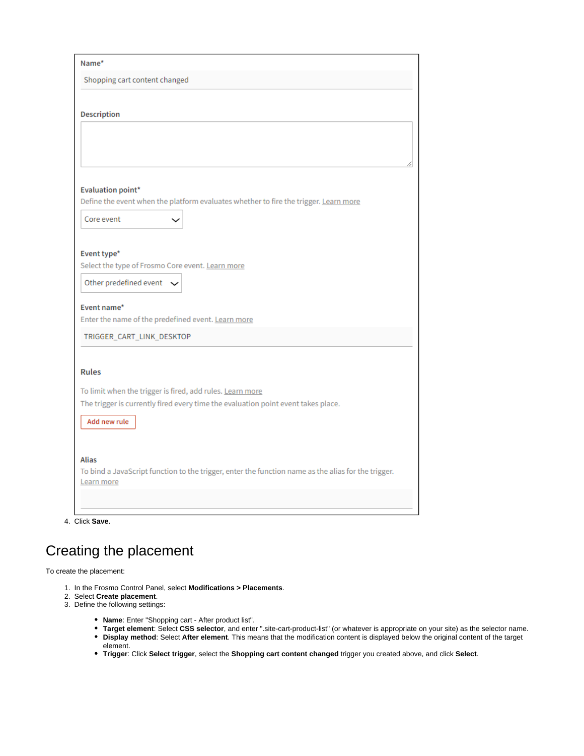Name*

Shopping cart content changed

Description

Evaluation point*

Define the event when the platform evaluates whether to fire the trigger. Learn more

Core event

Event type*

Select the type of Frosmo Core event. Learn more

Other predefined event

Event name*

Enter the name of the predefined event. Learn more

TRIGGER_CART_LINK_DESKTOP

Rules

To limit when the trigger is fired, add rules. Learn more

The trigger is currently fired every time the evaluation point event takes place.

Add new rule

Alias

To bind a JavaScript function to the trigger, enter the function name as the alias for the trigger. Learn more

4. Click **Save**.

# Creating the placement

To create the placement:

1. In the Frosmo Control Panel, select **Modifications > Placements**.
2. Select **Create placement**.
3. Define the following settings:
   - **Name**: Enter "Shopping cart - After product list".
   - **Target element**: Select **CSS selector**, and enter ".site-cart-product-list" (or whatever is appropriate on your site) as the selector name.
   - **Display method**: Select **After element**. This means that the modification content is displayed below the original content of the target element.
   - **Trigger**: Click **Select trigger**, select the **Shopping cart content changed** trigger you created above, and click **Select**.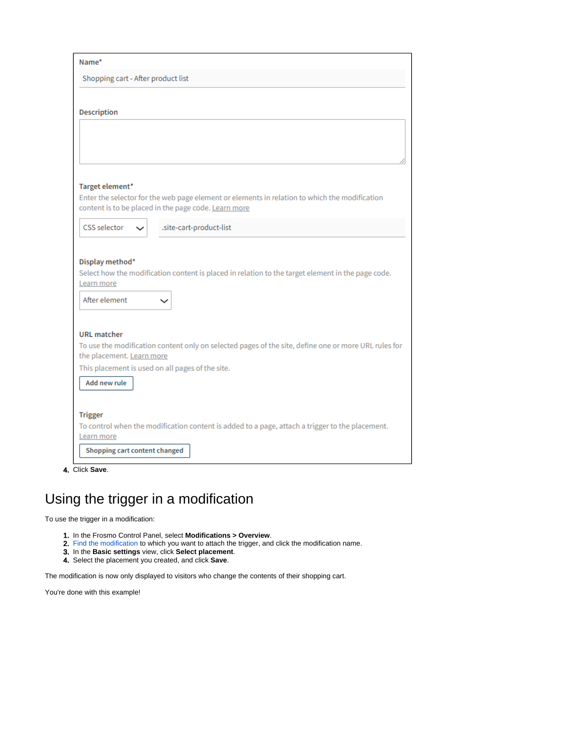**Name***

Shopping cart - After product list

**Description**

**Target element***

Enter the selector for the web page element or elements in relation to which the modification content is to be placed in the page code. Learn more

CSS selector | .site-cart-product-list

**Display method***

Select how the modification content is placed in relation to the target element in the page code. Learn more

After element

**URL matcher**

To use the modification content only on selected pages of the site, define one or more URL rules for the placement. Learn more

This placement is used on all pages of the site.

Add new rule

**Trigger**

To control when the modification content is added to a page, attach a trigger to the placement. Learn more

Shopping cart content changed

4. Click **Save**.

# Using the trigger in a modification

To use the trigger in a modification:

1. In the Frosmo Control Panel, select **Modifications > Overview**.
2. Find the modification to which you want to attach the trigger, and click the modification name.
3. In the **Basic settings** view, click **Select placement**.
4. Select the placement you created, and click **Save**.

The modification is now only displayed to visitors who change the contents of their shopping cart.

You're done with this example!